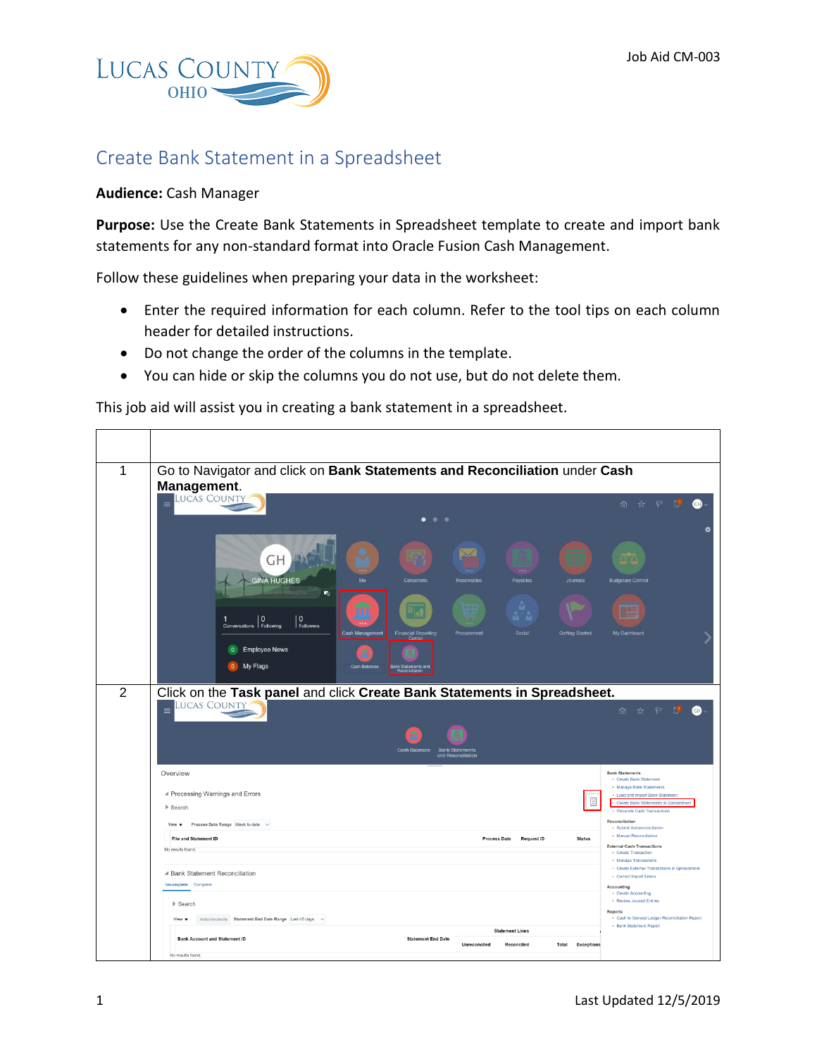# Create Bank Statement in a Spreadsheet

**Audience:** Cash Manager

**Purpose:** Use the Create Bank Statements in Spreadsheet template to create and import bank statements for any non-standard format into Oracle Fusion Cash Management.

Follow these guidelines when preparing your data in the worksheet:

- Enter the required information for each column. Refer to the tool tips on each column header for detailed instructions.
- Do not change the order of the columns in the template.
- You can hide or skip the columns you do not use, but do not delete them.

This job aid will assist you in creating a bank statement in a spreadsheet.

| | |
|---|---|
| 1 | Go to Navigator and click on **Bank Statements and Reconciliation** under **Cash Management**. |
| 2 | Click on the **Task panel** and click **Create Bank Statements in Spreadsheet.** |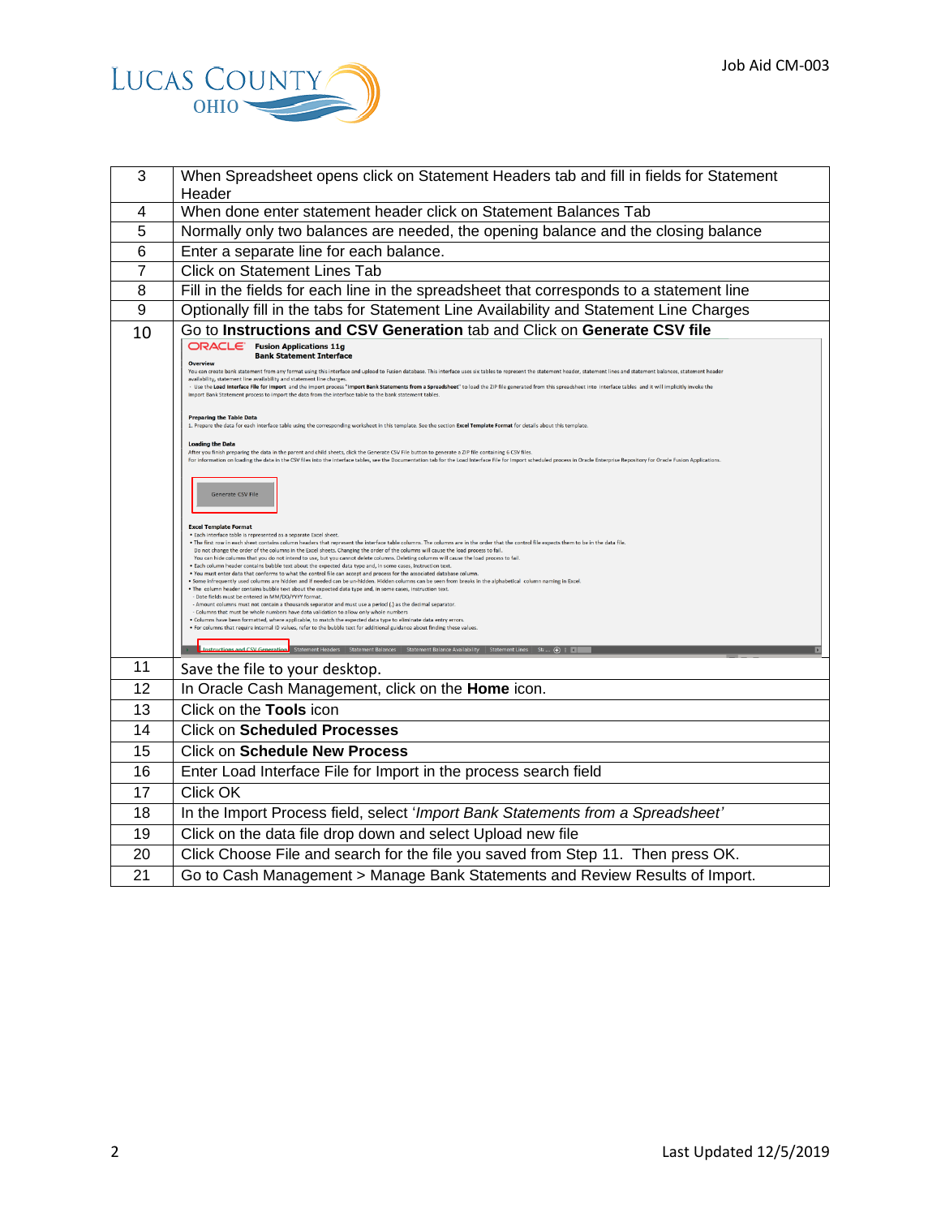| | |
|---|---|
| 3 | When Spreadsheet opens click on Statement Headers tab and fill in fields for Statement Header |
| 4 | When done enter statement header click on Statement Balances Tab |
| 5 | Normally only two balances are needed, the opening balance and the closing balance |
| 6 | Enter a separate line for each balance. |
| 7 | Click on Statement Lines Tab |
| 8 | Fill in the fields for each line in the spreadsheet that corresponds to a statement line |
| 9 | Optionally fill in the tabs for Statement Line Availability and Statement Line Charges |
| 10 | Go to **Instructions and CSV Generation** tab and Click on **Generate CSV file** |
| 11 | Save the file to your desktop. |
| 12 | In Oracle Cash Management, click on the **Home** icon. |
| 13 | Click on the **Tools** icon |
| 14 | Click on **Scheduled Processes** |
| 15 | Click on **Schedule New Process** |
| 16 | Enter Load Interface File for Import in the process search field |
| 17 | Click OK |
| 18 | In the Import Process field, select '*Import Bank Statements from a Spreadsheet*' |
| 19 | Click on the data file drop down and select Upload new file |
| 20 | Click Choose File and search for the file you saved from Step 11. Then press OK. |
| 21 | Go to Cash Management > Manage Bank Statements and Review Results of Import. |